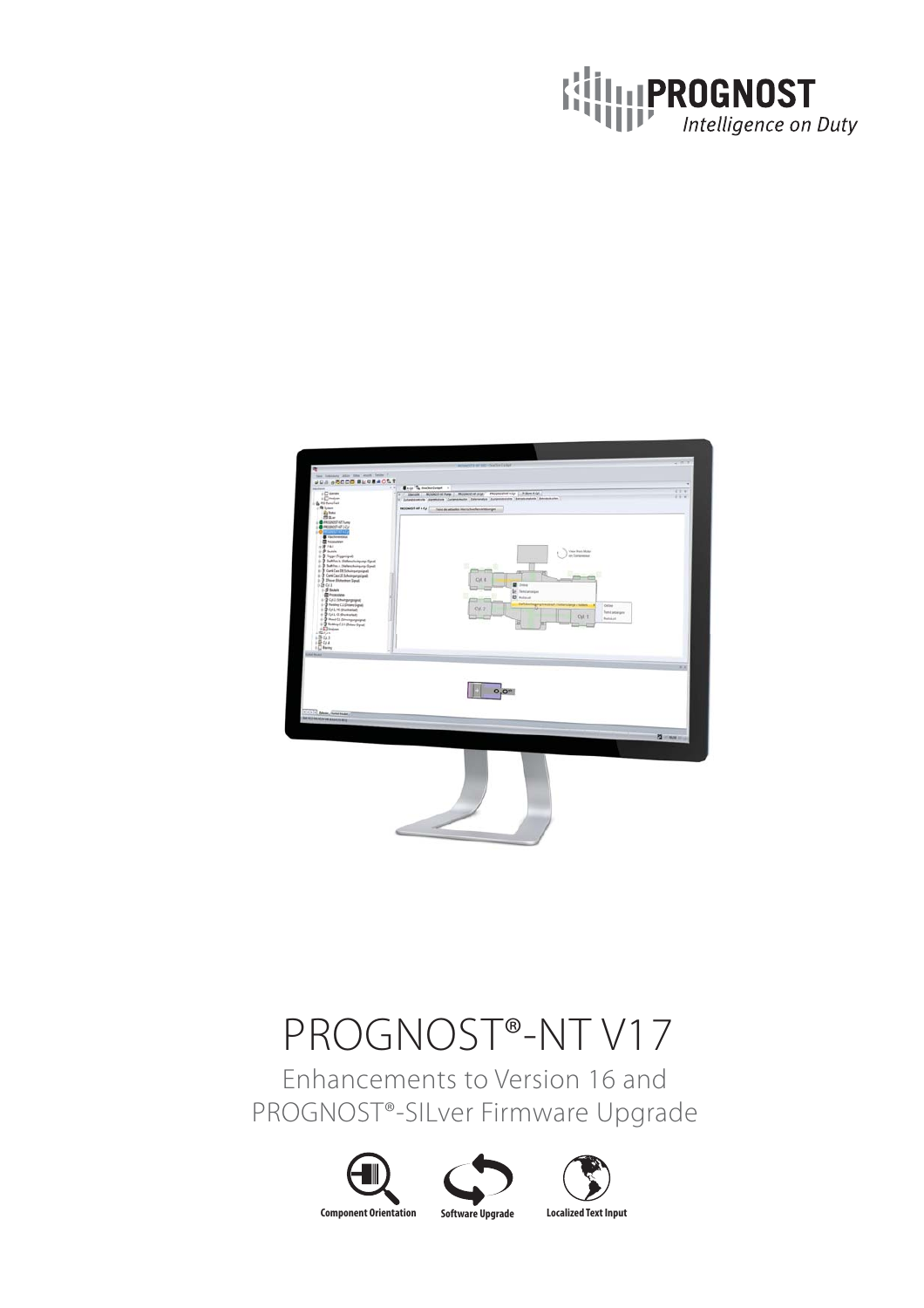PROGNOST
Intelligence on Duty

# PROGNOST®-NT V17

## Enhancements to Version 16 and PROGNOST®-SILver Firmware Upgrade

**Component Orientation** **Software Upgrade** **Localized Text Input**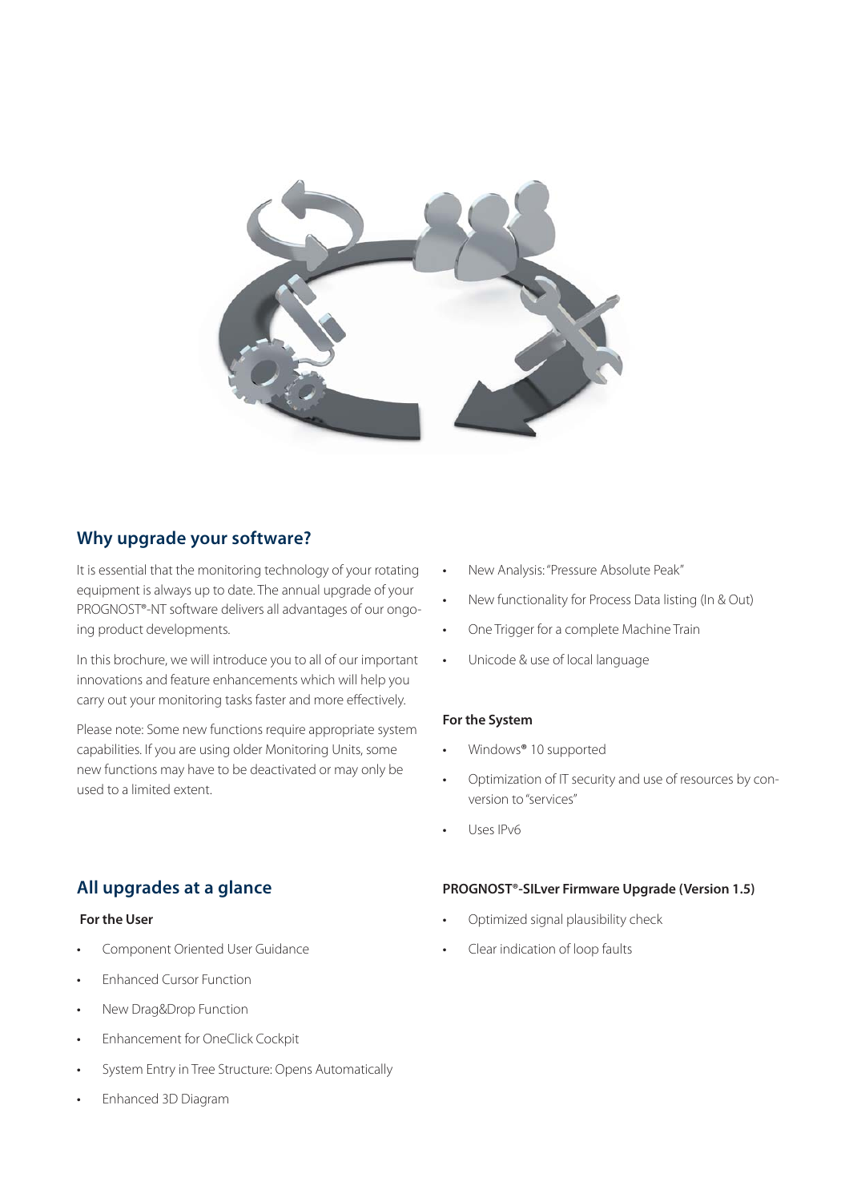## Why upgrade your software?

It is essential that the monitoring technology of your rotating equipment is always up to date. The annual upgrade of your PROGNOST®-NT software delivers all advantages of our ongoing product developments.

In this brochure, we will introduce you to all of our important innovations and feature enhancements which will help you carry out your monitoring tasks faster and more effectively.

Please note: Some new functions require appropriate system capabilities. If you are using older Monitoring Units, some new functions may have to be deactivated or may only be used to a limited extent.

## All upgrades at a glance

**For the User**

- Component Oriented User Guidance
- Enhanced Cursor Function
- New Drag&Drop Function
- Enhancement for OneClick Cockpit
- System Entry in Tree Structure: Opens Automatically
- Enhanced 3D Diagram
- New Analysis: "Pressure Absolute Peak"
- New functionality for Process Data listing (In & Out)
- One Trigger for a complete Machine Train
- Unicode & use of local language

**For the System**

- Windows® 10 supported
- Optimization of IT security and use of resources by conversion to "services"
- Uses IPv6

**PROGNOST®-SILver Firmware Upgrade (Version 1.5)**

- Optimized signal plausibility check
- Clear indication of loop faults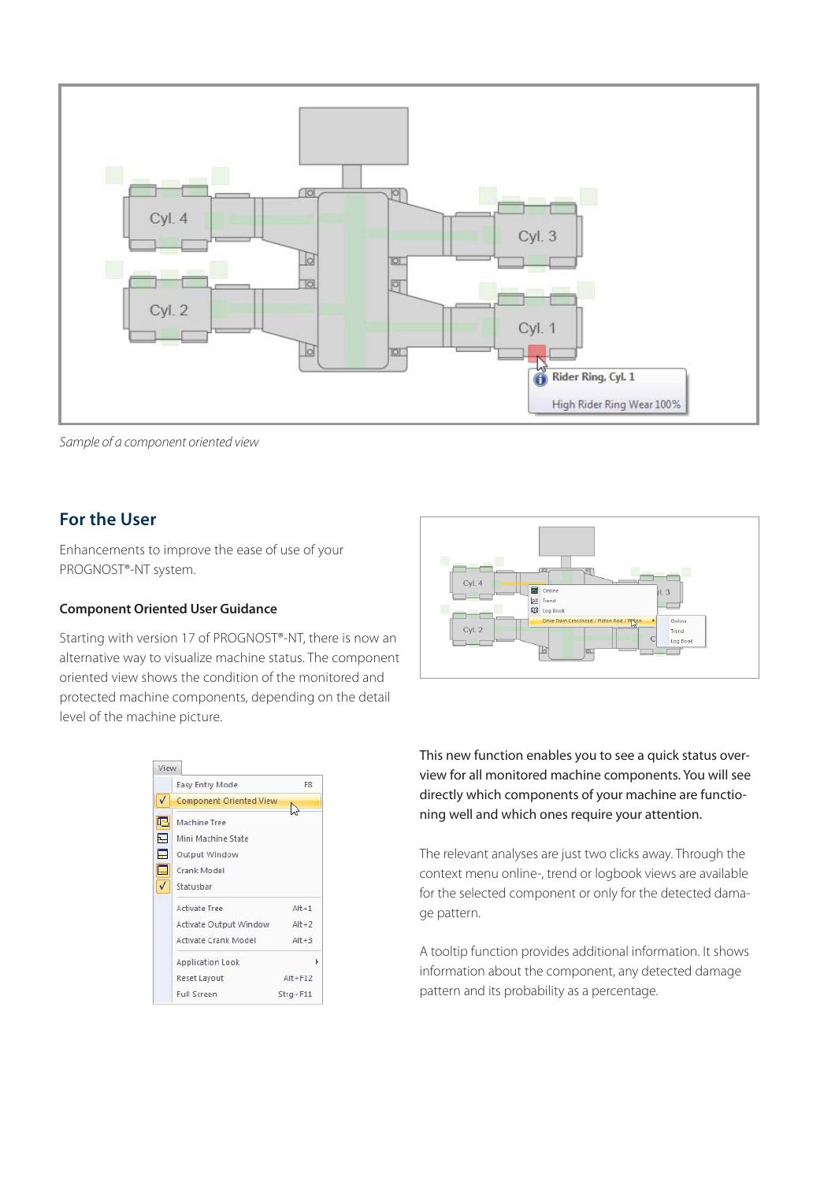*Sample of a component oriented view*

## For the User

Enhancements to improve the ease of use of your PROGNOST®-NT system.

### Component Oriented User Guidance

Starting with version 17 of PROGNOST®-NT, there is now an alternative way to visualize machine status. The component oriented view shows the condition of the monitored and protected machine components, depending on the detail level of the machine picture.

This new function enables you to see a quick status overview for all monitored machine components. You will see directly which components of your machine are functioning well and which ones require your attention.

The relevant analyses are just two clicks away. Through the context menu online-, trend or logbook views are available for the selected component or only for the detected damage pattern.

A tooltip function provides additional information. It shows information about the component, any detected damage pattern and its probability as a percentage.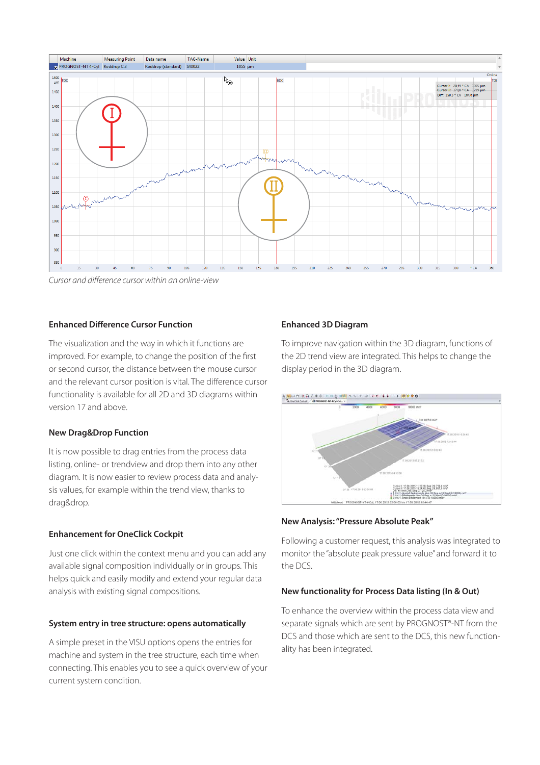*Cursor and difference cursor within an online-view*

### Enhanced Difference Cursor Function

The visualization and the way in which it functions are improved. For example, to change the position of the first or second cursor, the distance between the mouse cursor and the relevant cursor position is vital. The difference cursor functionality is available for all 2D and 3D diagrams within version 17 and above.

### New Drag&Drop Function

It is now possible to drag entries from the process data listing, online- or trendview and drop them into any other diagram. It is now easier to review process data and analysis values, for example within the trend view, thanks to drag&drop.

### Enhancement for OneClick Cockpit

Just one click within the context menu and you can add any available signal composition individually or in groups. This helps quick and easily modify and extend your regular data analysis with existing signal compositions.

### System entry in tree structure: opens automatically

A simple preset in the VISU options opens the entries for machine and system in the tree structure, each time when connecting. This enables you to see a quick overview of your current system condition.

### Enhanced 3D Diagram

To improve navigation within the 3D diagram, functions of the 2D trend view are integrated. This helps to change the display period in the 3D diagram.

### New Analysis: "Pressure Absolute Peak"

Following a customer request, this analysis was integrated to monitor the "absolute peak pressure value" and forward it to the DCS.

### New functionality for Process Data listing (In & Out)

To enhance the overview within the process data view and separate signals which are sent by PROGNOST®-NT from the DCS and those which are sent to the DCS, this new functionality has been integrated.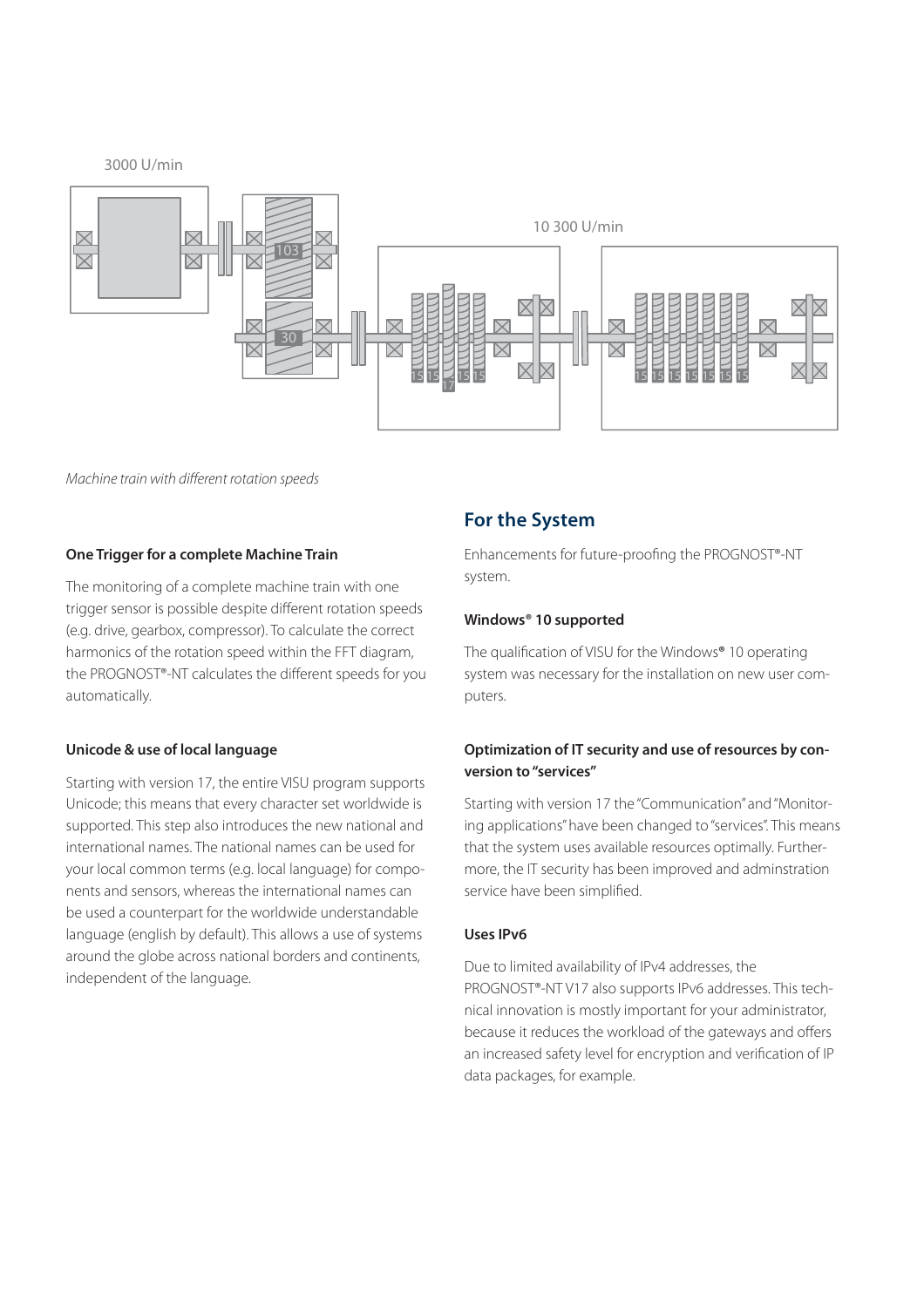3000 U/min

10 300 U/min

103

30

15 15 17 15 15

15 15 15 15 15 15 15

*Machine train with different rotation speeds*

**One Trigger for a complete Machine Train**

The monitoring of a complete machine train with one trigger sensor is possible despite different rotation speeds (e.g. drive, gearbox, compressor). To calculate the correct harmonics of the rotation speed within the FFT diagram, the PROGNOST®-NT calculates the different speeds for you automatically.

**Unicode & use of local language**

Starting with version 17, the entire VISU program supports Unicode; this means that every character set worldwide is supported. This step also introduces the new national and international names. The national names can be used for your local common terms (e.g. local language) for components and sensors, whereas the international names can be used a counterpart for the worldwide understandable language (english by default). This allows a use of systems around the globe across national borders and continents, independent of the language.

## For the System

Enhancements for future-proofing the PROGNOST®-NT system.

**Windows® 10 supported**

The qualification of VISU for the Windows® 10 operating system was necessary for the installation on new user computers.

**Optimization of IT security and use of resources by conversion to "services"**

Starting with version 17 the "Communication" and "Monitoring applications" have been changed to "services". This means that the system uses available resources optimally. Furthermore, the IT security has been improved and adminstration service have been simplified.

**Uses IPv6**

Due to limited availability of IPv4 addresses, the PROGNOST®-NT V17 also supports IPv6 addresses. This technical innovation is mostly important for your administrator, because it reduces the workload of the gateways and offers an increased safety level for encryption and verification of IP data packages, for example.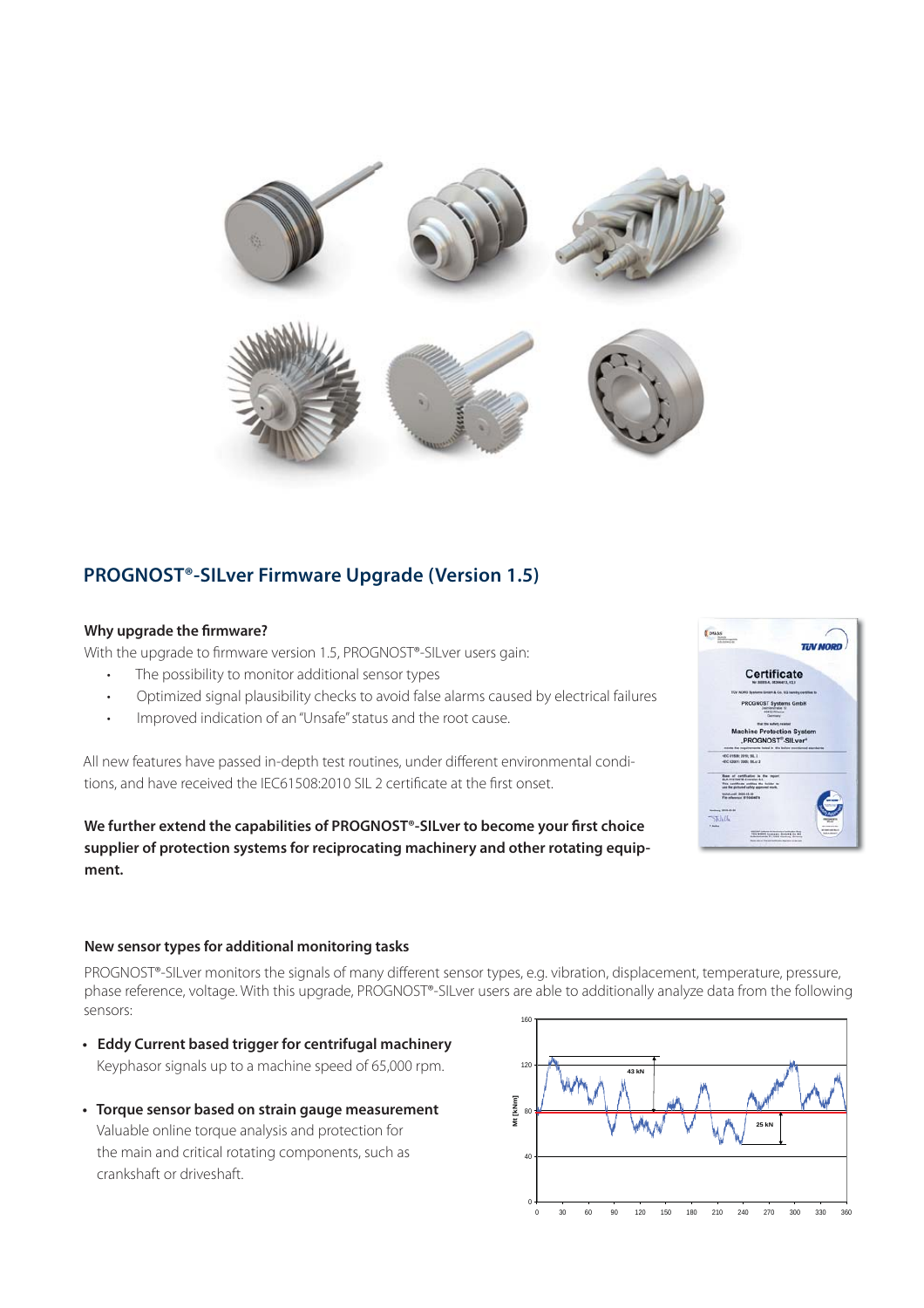## PROGNOST®-SILver Firmware Upgrade (Version 1.5)

**Why upgrade the firmware?**

With the upgrade to firmware version 1.5, PROGNOST®-SILver users gain:

- The possibility to monitor additional sensor types
- Optimized signal plausibility checks to avoid false alarms caused by electrical failures
- Improved indication of an "Unsafe" status and the root cause.

All new features have passed in-depth test routines, under different environmental conditions, and have received the IEC61508:2010 SIL 2 certificate at the first onset.

**We further extend the capabilities of PROGNOST®-SILver to become your first choice supplier of protection systems for reciprocating machinery and other rotating equipment.**

**New sensor types for additional monitoring tasks**

PROGNOST®-SILver monitors the signals of many different sensor types, e.g. vibration, displacement, temperature, pressure, phase reference, voltage. With this upgrade, PROGNOST®-SILver users are able to additionally analyze data from the following sensors:

- **Eddy Current based trigger for centrifugal machinery**
  Keyphasor signals up to a machine speed of 65,000 rpm.

- **Torque sensor based on strain gauge measurement**
  Valuable online torque analysis and protection for the main and critical rotating components, such as crankshaft or driveshaft.

Mt [kNm]
160
120
80
40
0
0 30 60 90 120 150 180 210 240 270 300 330 360
43 kN
25 kN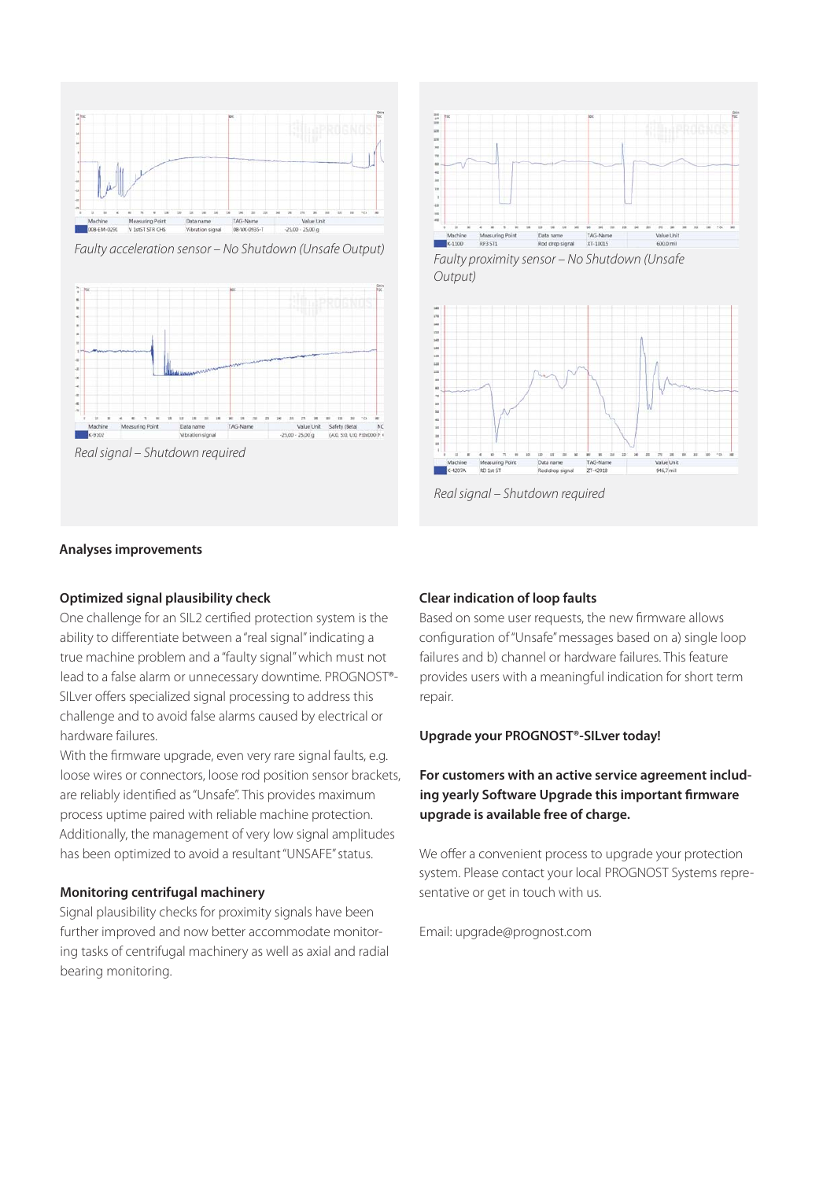Machine | Measuring Point | Data name | TAG-Name | Value Unit
008-EM-0291 | V 1stST STR CHS | Vibration signal | 08-VX-0935-T | -25,00 - 25,00 g

*Faulty acceleration sensor – No Shutdown (Unsafe Output)*

Machine | Measuring Point | Data name | TAG-Name | Value Unit
K-1100 | RP3 ST1 | Rod drop signal | XT-10015 | 600,0 mil

*Faulty proximity sensor – No Shutdown (Unsafe Output)*

Machine | Measuring Point | Data name | TAG-Name | Value Unit | Safety (Beta)
K-9107 | | Vibration signal | | -25,00 - 25,00 g | (A:0, S:0, U:0, F:0x000 P:

*Real signal – Shutdown required*

Machine | Measuring Point | Data name | TAG-Name | Value Unit
K-4207A | RD 1st ST | Rod drop signal | ZT-42018 | 944,7 mil

*Real signal – Shutdown required*

**Analyses improvements**

**Optimized signal plausibility check**

One challenge for an SIL2 certified protection system is the ability to differentiate between a "real signal" indicating a true machine problem and a "faulty signal" which must not lead to a false alarm or unnecessary downtime. PROGNOST®-SILver offers specialized signal processing to address this challenge and to avoid false alarms caused by electrical or hardware failures.

With the firmware upgrade, even very rare signal faults, e.g. loose wires or connectors, loose rod position sensor brackets, are reliably identified as "Unsafe". This provides maximum process uptime paired with reliable machine protection. Additionally, the management of very low signal amplitudes has been optimized to avoid a resultant "UNSAFE" status.

**Monitoring centrifugal machinery**

Signal plausibility checks for proximity signals have been further improved and now better accommodate monitoring tasks of centrifugal machinery as well as axial and radial bearing monitoring.

**Clear indication of loop faults**

Based on some user requests, the new firmware allows configuration of "Unsafe" messages based on a) single loop failures and b) channel or hardware failures. This feature provides users with a meaningful indication for short term repair.

**Upgrade your PROGNOST®-SILver today!**

**For customers with an active service agreement including yearly Software Upgrade this important firmware upgrade is available free of charge.**

We offer a convenient process to upgrade your protection system. Please contact your local PROGNOST Systems representative or get in touch with us.

Email: upgrade@prognost.com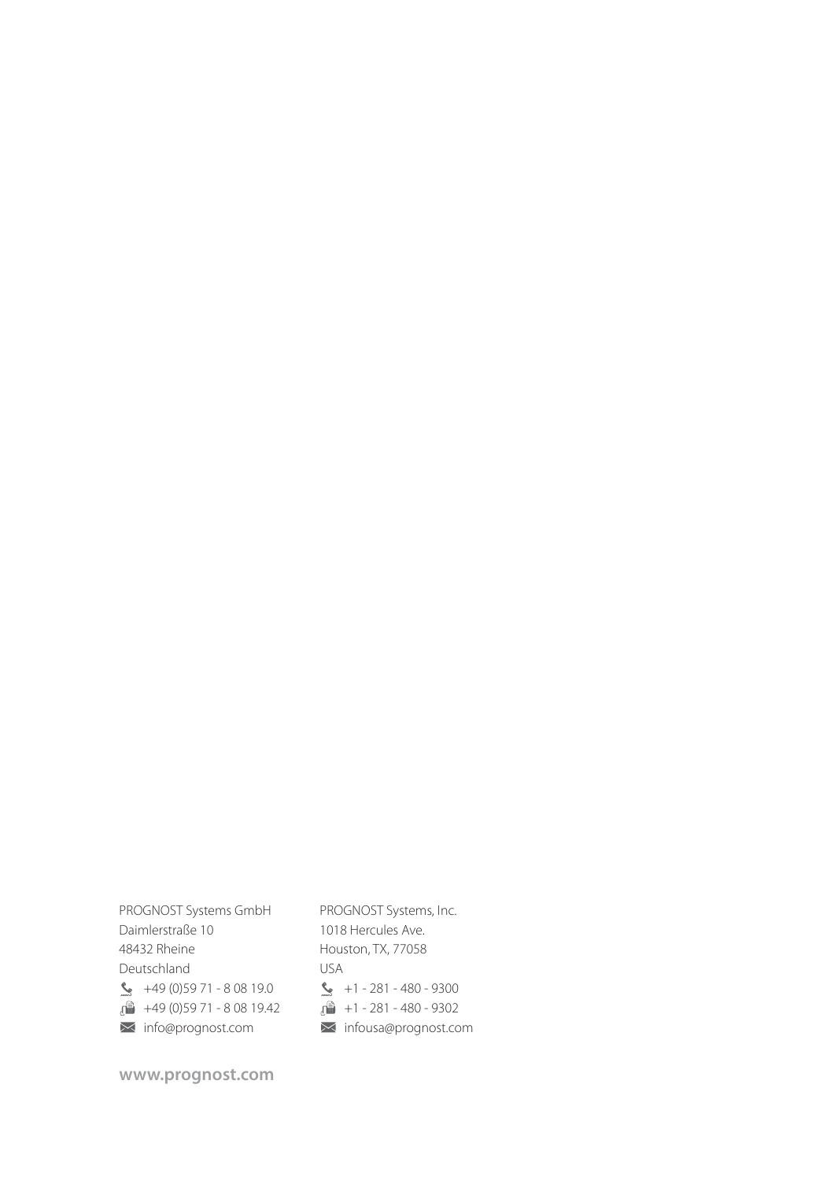PROGNOST Systems GmbH
Daimlerstraße 10
48432 Rheine
Deutschland
+49 (0)59 71 - 8 08 19.0
+49 (0)59 71 - 8 08 19.42
info@prognost.com

PROGNOST Systems, Inc.
1018 Hercules Ave.
Houston, TX, 77058
USA
+1 - 281 - 480 - 9300
+1 - 281 - 480 - 9302
infousa@prognost.com

**www.prognost.com**